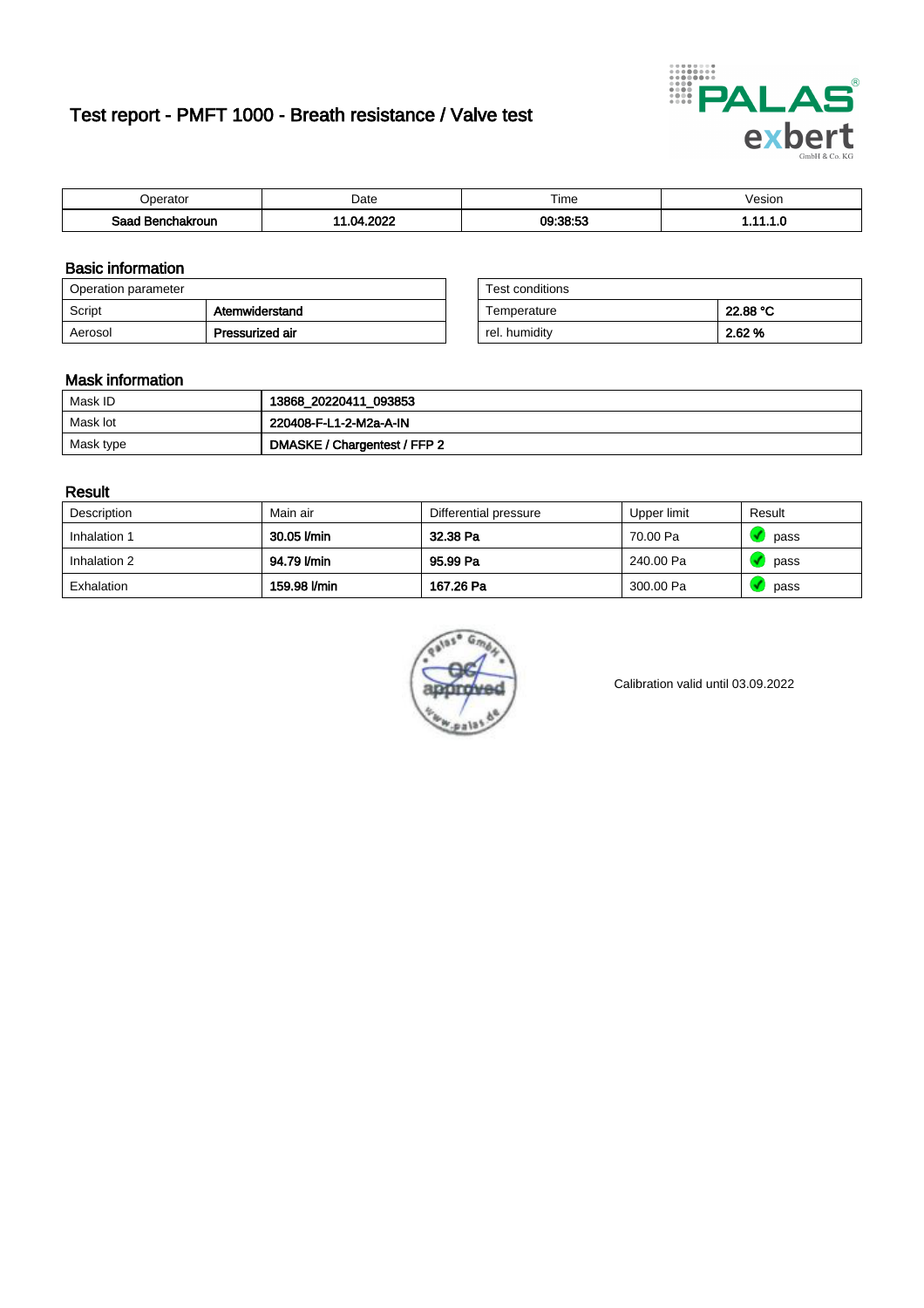# Test report - PMFT 1000 - Breath resistance / Valve test

| Operator | Date | Time | Vesion |
|---|---|---|---|
| **Saad Benchakroun** | **11.04.2022** | **09:38:53** | **1.11.1.0** |

## Basic information

| Operation parameter | |
|---|---|
| Script | **Atemwiderstand** |
| Aerosol | **Pressurized air** |

| Test conditions | |
|---|---|
| Temperature | **22.88 °C** |
| rel. humidity | **2.62 %** |

## Mask information

| Mask ID | **13868_20220411_093853** |
|---|---|
| Mask lot | **220408-F-L1-2-M2a-A-IN** |
| Mask type | **DMASKE / Chargentest / FFP 2** |

## Result

| Description | Main air | Differential pressure | Upper limit | Result |
|---|---|---|---|---|
| Inhalation 1 | **30.05 l/min** | **32.38 Pa** | 70.00 Pa | pass |
| Inhalation 2 | **94.79 l/min** | **95.99 Pa** | 240.00 Pa | pass |
| Exhalation | **159.98 l/min** | **167.26 Pa** | 300.00 Pa | pass |

palas® GmbH QC approved www.palas.de

Calibration valid until 03.09.2022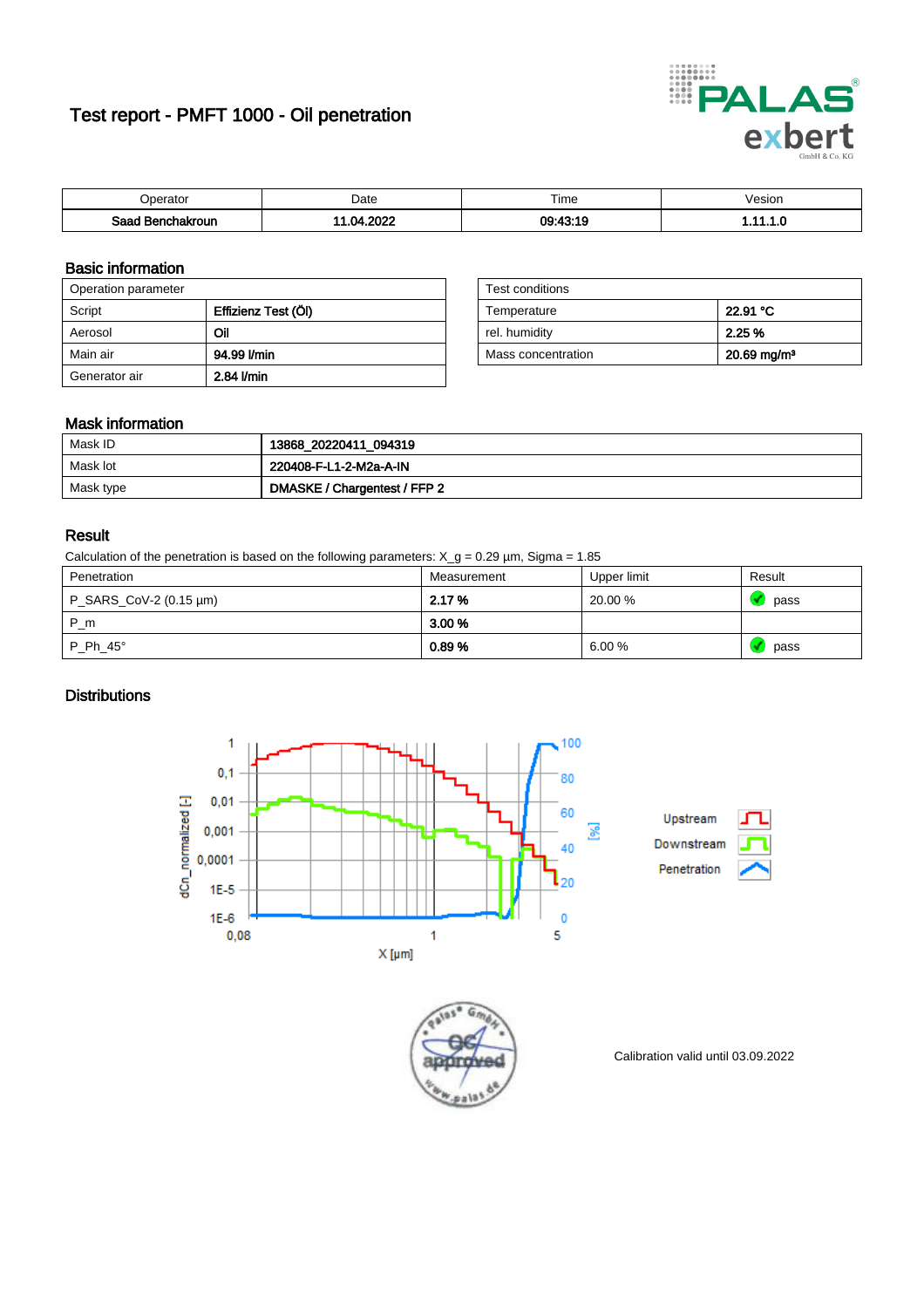# Test report - PMFT 1000 - Oil penetration

| Operator | Date | Time | Vesion |
|---|---|---|---|
| **Saad Benchakroun** | **11.04.2022** | **09:43:19** | **1.11.1.0** |

## Basic information

| Operation parameter | |
|---|---|
| Script | **Effizienz Test (Öl)** |
| Aerosol | **Oil** |
| Main air | **94.99 l/min** |
| Generator air | **2.84 l/min** |

| Test conditions | |
|---|---|
| Temperature | **22.91 °C** |
| rel. humidity | **2.25 %** |
| Mass concentration | **20.69 mg/m³** |

## Mask information

| | |
|---|---|
| Mask ID | **13868_20220411_094319** |
| Mask lot | **220408-F-L1-2-M2a-A-IN** |
| Mask type | **DMASKE / Chargentest / FFP 2** |

## Result

Calculation of the penetration is based on the following parameters: X_g = 0.29 µm, Sigma = 1.85

| Penetration | Measurement | Upper limit | Result |
|---|---|---|---|
| P_SARS_CoV-2 (0.15 µm) | **2.17 %** | 20.00 % | pass |
| P_m | **3.00 %** | | |
| P_Ph_45° | **0.89 %** | 6.00 % | pass |

## Distributions

dCn_normalized [-]
1
0,1
0,01
0,001
0,0001
1E-5
1E-6
0,08
1
5
X [µm]
[%]
100
80
60
40
20
0
Upstream
Downstream
Penetration

Calibration valid until 03.09.2022